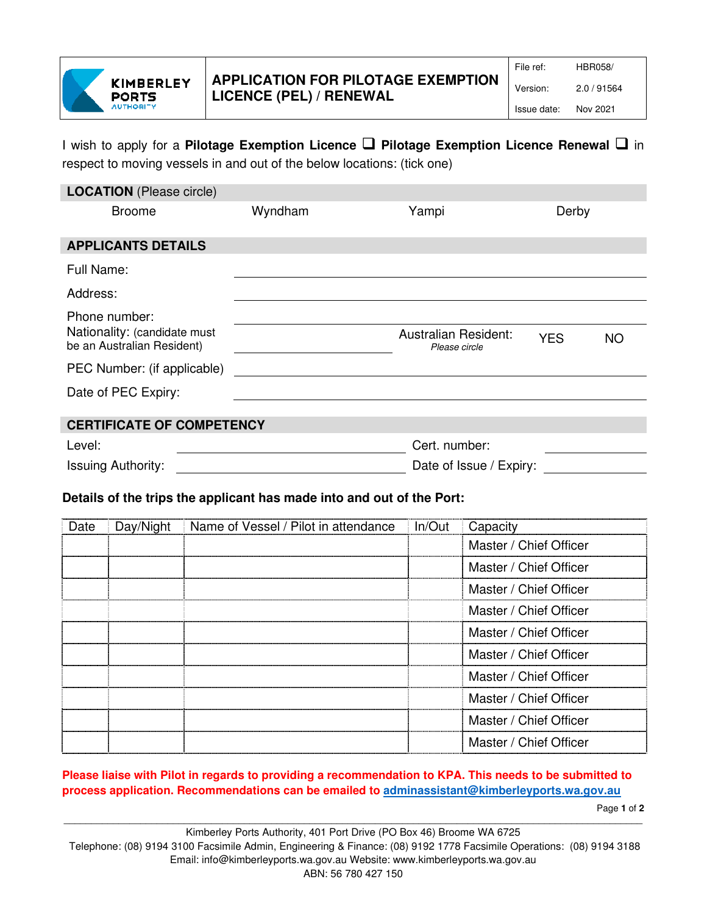| KIMBERLEY PORTS AUTHORITY | **APPLICATION FOR PILOTAGE EXEMPTION LICENCE (PEL) / RENEWAL** | File ref: HBR058/ |
|---|---|---|
| | | Version: 2.0 / 91564 |
| | | Issue date: Nov 2021 |

I wish to apply for a **Pilotage Exemption Licence** ☐ **Pilotage Exemption Licence Renewal** ☐ in respect to moving vessels in and out of the below locations: (tick one)

## LOCATION (Please circle)

Broome    Wyndham    Yampi    Derby

## APPLICANTS DETAILS

Full Name: ______________________________

Address: ______________________________

Phone number: ______________________________

Nationality: (candidate must be an Australian Resident) ______________    Australian Resident: *Please circle*    YES    NO

PEC Number: (if applicable) ______________________________

Date of PEC Expiry: ______________________________

## CERTIFICATE OF COMPETENCY

Level: ______________________    Cert. number: ______________

Issuing Authority: ______________________    Date of Issue / Expiry: ______________

**Details of the trips the applicant has made into and out of the Port:**

| Date | Day/Night | Name of Vessel / Pilot in attendance | In/Out | Capacity |
|---|---|---|---|---|
| | | | | Master / Chief Officer |
| | | | | Master / Chief Officer |
| | | | | Master / Chief Officer |
| | | | | Master / Chief Officer |
| | | | | Master / Chief Officer |
| | | | | Master / Chief Officer |
| | | | | Master / Chief Officer |
| | | | | Master / Chief Officer |
| | | | | Master / Chief Officer |
| | | | | Master / Chief Officer |

**Please liaise with Pilot in regards to providing a recommendation to KPA. This needs to be submitted to process application. Recommendations can be emailed to adminassistant@kimberleyports.wa.gov.au**

Kimberley Ports Authority, 401 Port Drive (PO Box 46) Broome WA 6725
Telephone: (08) 9194 3100 Facsimile Admin, Engineering & Finance: (08) 9192 1778 Facsimile Operations: (08) 9194 3188
Email: info@kimberleyports.wa.gov.au Website: www.kimberleyports.wa.gov.au
ABN: 56 780 427 150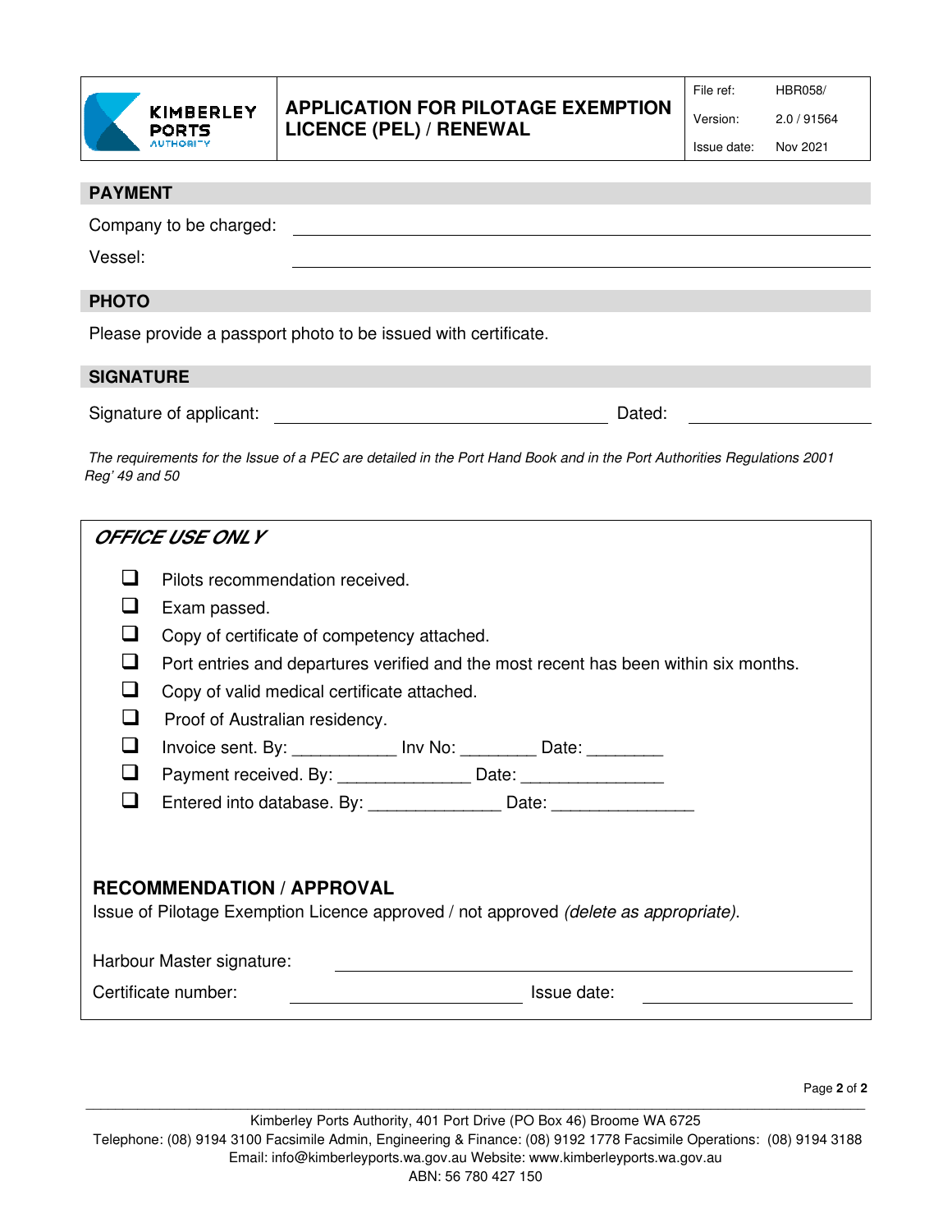| | | | |
|---|---|---|---|
| KIMBERLEY PORTS AUTHORITY | **APPLICATION FOR PILOTAGE EXEMPTION LICENCE (PEL) / RENEWAL** | File ref: | HBR058/ |
| | | Version: | 2.0 / 91564 |
| | | Issue date: | Nov 2021 |

## PAYMENT

Company to be charged: ______________________________

Vessel: ______________________________

## PHOTO

Please provide a passport photo to be issued with certificate.

## SIGNATURE

Signature of applicant: ______________________________ Dated: ______________

*The requirements for the Issue of a PEC are detailed in the Port Hand Book and in the Port Authorities Regulations 2001 Reg' 49 and 50*

---

***OFFICE USE ONLY***

- ☐ Pilots recommendation received.
- ☐ Exam passed.
- ☐ Copy of certificate of competency attached.
- ☐ Port entries and departures verified and the most recent has been within six months.
- ☐ Copy of valid medical certificate attached.
- ☐ Proof of Australian residency.
- ☐ Invoice sent. By: ___________ Inv No: ________ Date: ________
- ☐ Payment received. By: ______________ Date: _______________
- ☐ Entered into database. By: ______________ Date: _______________

**RECOMMENDATION / APPROVAL**

Issue of Pilotage Exemption Licence approved / not approved *(delete as appropriate)*.

Harbour Master signature: ______________________________

Certificate number: ______________________ Issue date: ______________

---

Kimberley Ports Authority, 401 Port Drive (PO Box 46) Broome WA 6725
Telephone: (08) 9194 3100 Facsimile Admin, Engineering & Finance: (08) 9192 1778 Facsimile Operations: (08) 9194 3188
Email: info@kimberleyports.wa.gov.au Website: www.kimberleyports.wa.gov.au
ABN: 56 780 427 150